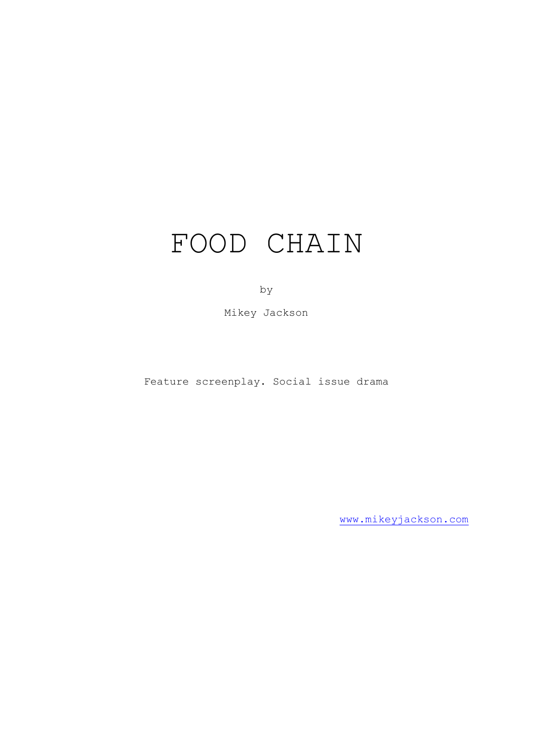# FOOD CHAIN

by

Mikey Jackson

Feature screenplay. Social issue drama

www.mikeyjackson.com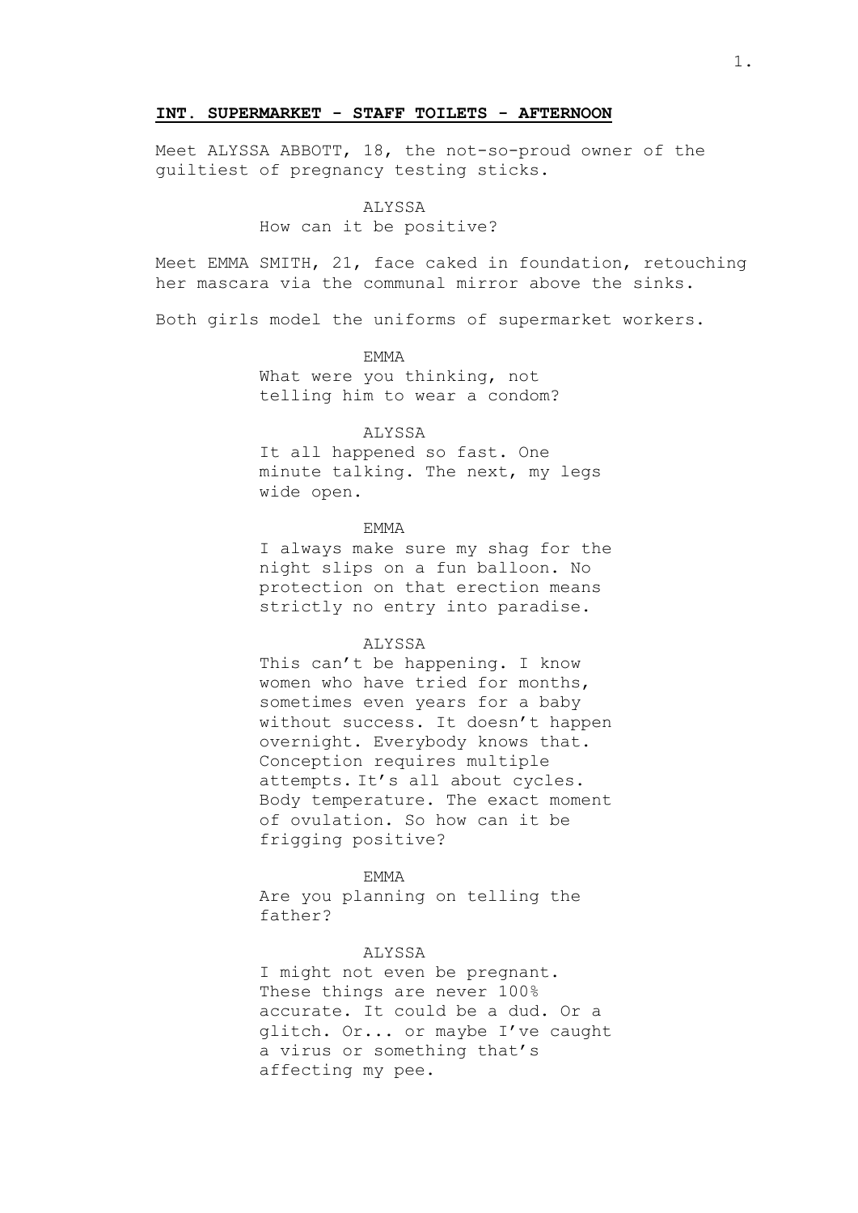**INT. SUPERMARKET - STAFF TOILETS - AFTERNOON**

Meet ALYSSA ABBOTT, 18, the not-so-proud owner of the guiltiest of pregnancy testing sticks.

ALYSSA
How can it be positive?

Meet EMMA SMITH, 21, face caked in foundation, retouching her mascara via the communal mirror above the sinks.

Both girls model the uniforms of supermarket workers.

EMMA
What were you thinking, not telling him to wear a condom?

ALYSSA
It all happened so fast. One minute talking. The next, my legs wide open.

EMMA
I always make sure my shag for the night slips on a fun balloon. No protection on that erection means strictly no entry into paradise.

ALYSSA
This can't be happening. I know women who have tried for months, sometimes even years for a baby without success. It doesn't happen overnight. Everybody knows that. Conception requires multiple attempts. It's all about cycles. Body temperature. The exact moment of ovulation. So how can it be frigging positive?

EMMA
Are you planning on telling the father?

ALYSSA
I might not even be pregnant. These things are never 100% accurate. It could be a dud. Or a glitch. Or... or maybe I've caught a virus or something that's affecting my pee.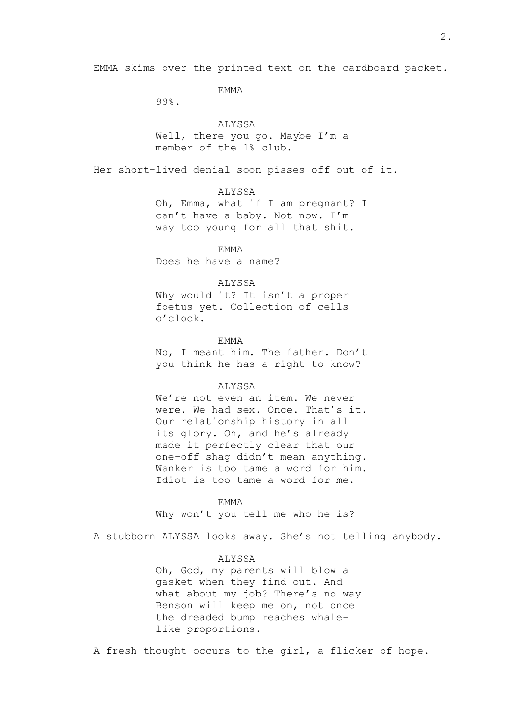EMMA skims over the printed text on the cardboard packet.

EMMA

99%.

ALYSSA

Well, there you go. Maybe I'm a member of the 1% club.

Her short-lived denial soon pisses off out of it.

ALYSSA

Oh, Emma, what if I am pregnant? I can't have a baby. Not now. I'm way too young for all that shit.

EMMA

Does he have a name?

ALYSSA

Why would it? It isn't a proper foetus yet. Collection of cells o'clock.

EMMA

No, I meant him. The father. Don't you think he has a right to know?

ALYSSA

We're not even an item. We never were. We had sex. Once. That's it. Our relationship history in all its glory. Oh, and he's already made it perfectly clear that our one-off shag didn't mean anything. Wanker is too tame a word for him. Idiot is too tame a word for me.

EMMA

Why won't you tell me who he is?

A stubborn ALYSSA looks away. She's not telling anybody.

ALYSSA

Oh, God, my parents will blow a gasket when they find out. And what about my job? There's no way Benson will keep me on, not once the dreaded bump reaches whale-like proportions.

A fresh thought occurs to the girl, a flicker of hope.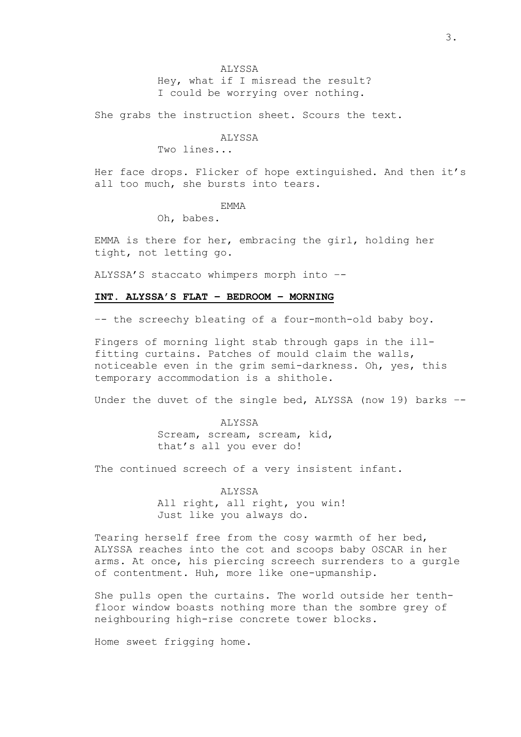ALYSSA

Hey, what if I misread the result?
I could be worrying over nothing.

She grabs the instruction sheet. Scours the text.

ALYSSA

Two lines...

Her face drops. Flicker of hope extinguished. And then it's all too much, she bursts into tears.

EMMA

Oh, babes.

EMMA is there for her, embracing the girl, holding her tight, not letting go.

ALYSSA'S staccato whimpers morph into --

**INT. ALYSSA'S FLAT – BEDROOM – MORNING**

-- the screechy bleating of a four-month-old baby boy.

Fingers of morning light stab through gaps in the ill-fitting curtains. Patches of mould claim the walls, noticeable even in the grim semi-darkness. Oh, yes, this temporary accommodation is a shithole.

Under the duvet of the single bed, ALYSSA (now 19) barks --

ALYSSA

Scream, scream, scream, kid,
that's all you ever do!

The continued screech of a very insistent infant.

ALYSSA

All right, all right, you win!
Just like you always do.

Tearing herself free from the cosy warmth of her bed, ALYSSA reaches into the cot and scoops baby OSCAR in her arms. At once, his piercing screech surrenders to a gurgle of contentment. Huh, more like one-upmanship.

She pulls open the curtains. The world outside her tenth-floor window boasts nothing more than the sombre grey of neighbouring high-rise concrete tower blocks.

Home sweet frigging home.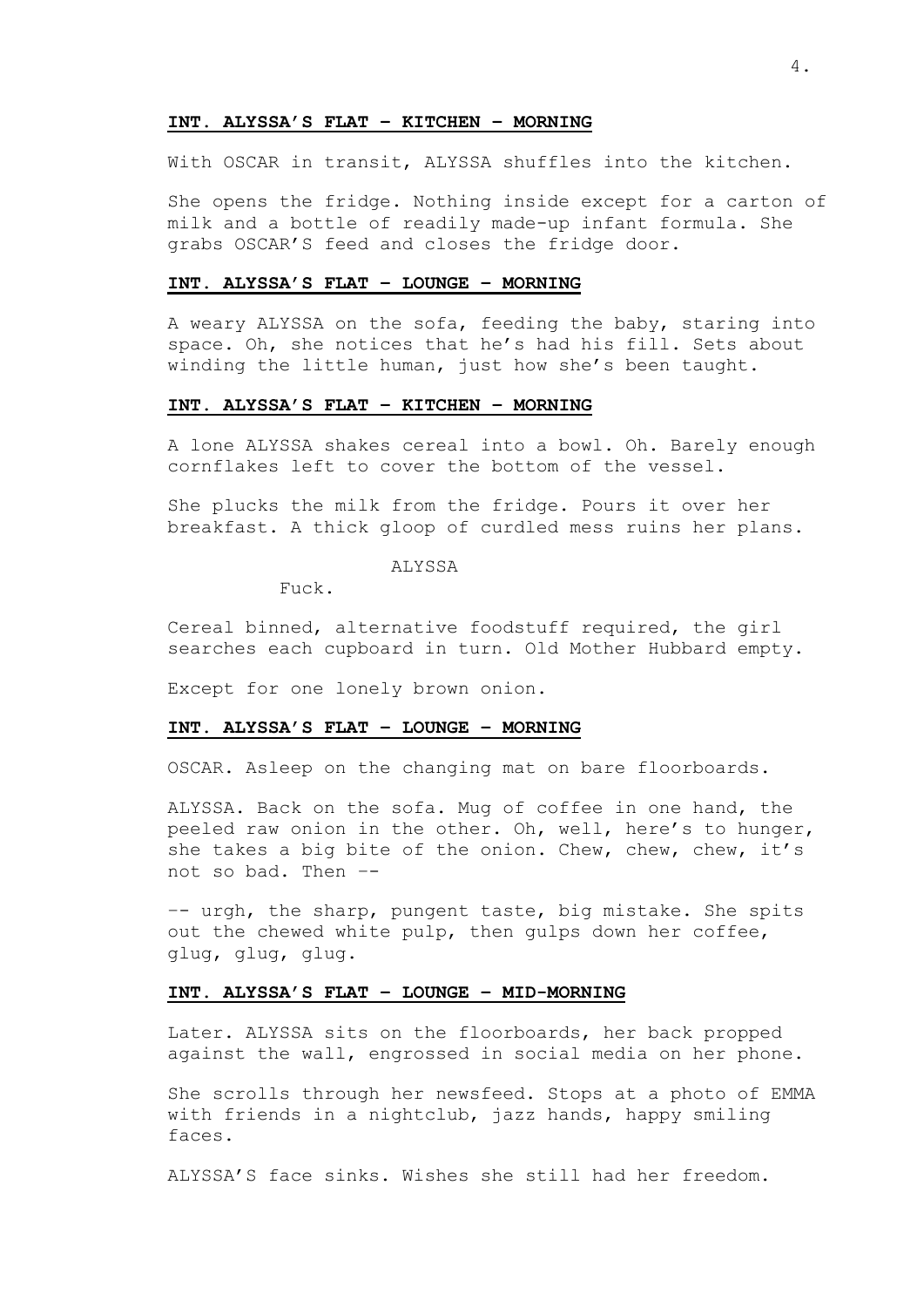**INT. ALYSSA'S FLAT – KITCHEN – MORNING**

With OSCAR in transit, ALYSSA shuffles into the kitchen.

She opens the fridge. Nothing inside except for a carton of milk and a bottle of readily made-up infant formula. She grabs OSCAR'S feed and closes the fridge door.

**INT. ALYSSA'S FLAT – LOUNGE – MORNING**

A weary ALYSSA on the sofa, feeding the baby, staring into space. Oh, she notices that he's had his fill. Sets about winding the little human, just how she's been taught.

**INT. ALYSSA'S FLAT – KITCHEN – MORNING**

A lone ALYSSA shakes cereal into a bowl. Oh. Barely enough cornflakes left to cover the bottom of the vessel.

She plucks the milk from the fridge. Pours it over her breakfast. A thick gloop of curdled mess ruins her plans.

ALYSSA

Fuck.

Cereal binned, alternative foodstuff required, the girl searches each cupboard in turn. Old Mother Hubbard empty.

Except for one lonely brown onion.

**INT. ALYSSA'S FLAT – LOUNGE – MORNING**

OSCAR. Asleep on the changing mat on bare floorboards.

ALYSSA. Back on the sofa. Mug of coffee in one hand, the peeled raw onion in the other. Oh, well, here's to hunger, she takes a big bite of the onion. Chew, chew, chew, it's not so bad. Then --

-- urgh, the sharp, pungent taste, big mistake. She spits out the chewed white pulp, then gulps down her coffee, glug, glug, glug.

**INT. ALYSSA'S FLAT – LOUNGE – MID-MORNING**

Later. ALYSSA sits on the floorboards, her back propped against the wall, engrossed in social media on her phone.

She scrolls through her newsfeed. Stops at a photo of EMMA with friends in a nightclub, jazz hands, happy smiling faces.

ALYSSA'S face sinks. Wishes she still had her freedom.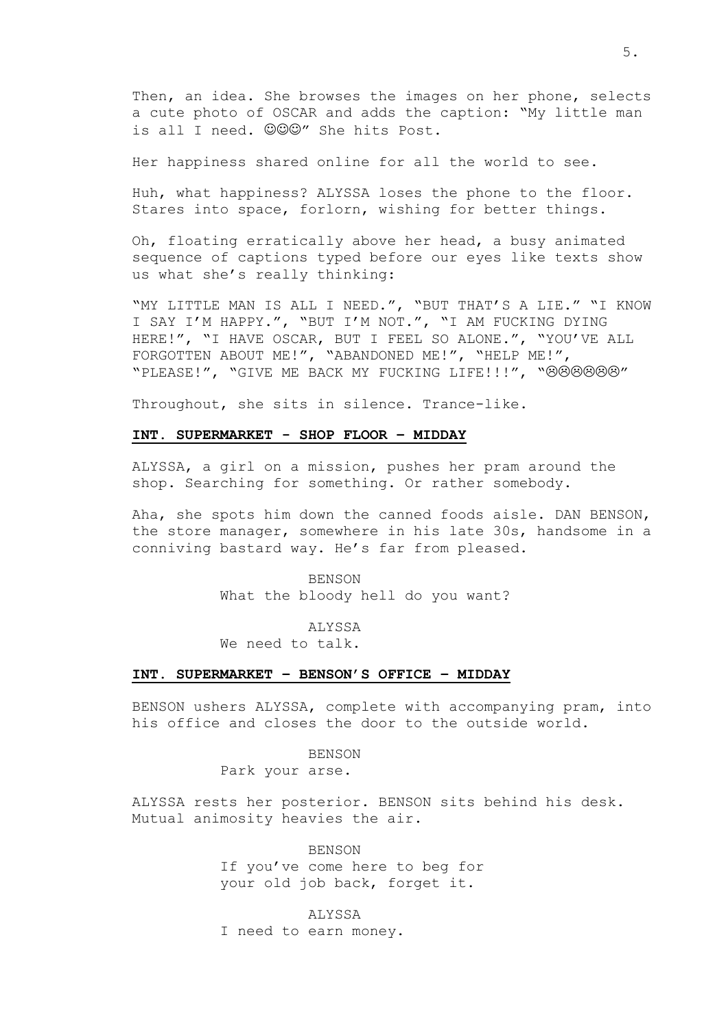Then, an idea. She browses the images on her phone, selects a cute photo of OSCAR and adds the caption: "My little man is all I need. ☺☺☺" She hits Post.

Her happiness shared online for all the world to see.

Huh, what happiness? ALYSSA loses the phone to the floor. Stares into space, forlorn, wishing for better things.

Oh, floating erratically above her head, a busy animated sequence of captions typed before our eyes like texts show us what she's really thinking:

"MY LITTLE MAN IS ALL I NEED.", "BUT THAT'S A LIE." "I KNOW I SAY I'M HAPPY.", "BUT I'M NOT.", "I AM FUCKING DYING HERE!", "I HAVE OSCAR, BUT I FEEL SO ALONE.", "YOU'VE ALL FORGOTTEN ABOUT ME!", "ABANDONED ME!", "HELP ME!", "PLEASE!", "GIVE ME BACK MY FUCKING LIFE!!!", "☹☹☹☹☹☹"

Throughout, she sits in silence. Trance-like.

**INT. SUPERMARKET - SHOP FLOOR – MIDDAY**

ALYSSA, a girl on a mission, pushes her pram around the shop. Searching for something. Or rather somebody.

Aha, she spots him down the canned foods aisle. DAN BENSON, the store manager, somewhere in his late 30s, handsome in a conniving bastard way. He's far from pleased.

BENSON
What the bloody hell do you want?

ALYSSA
We need to talk.

**INT. SUPERMARKET – BENSON'S OFFICE – MIDDAY**

BENSON ushers ALYSSA, complete with accompanying pram, into his office and closes the door to the outside world.

BENSON
Park your arse.

ALYSSA rests her posterior. BENSON sits behind his desk. Mutual animosity heavies the air.

BENSON
If you've come here to beg for your old job back, forget it.

ALYSSA
I need to earn money.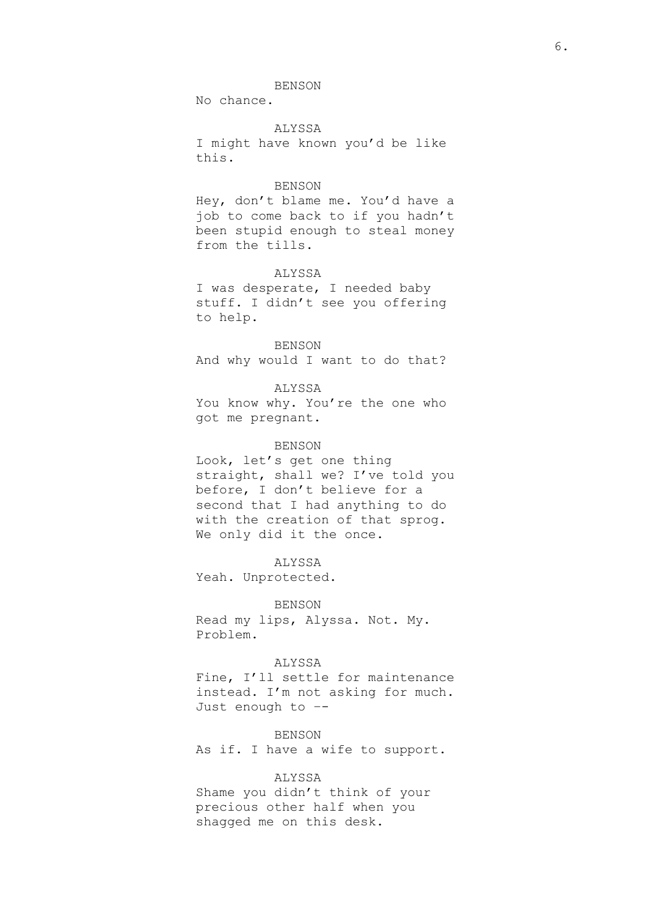BENSON

No chance.

ALYSSA

I might have known you'd be like this.

BENSON

Hey, don't blame me. You'd have a job to come back to if you hadn't been stupid enough to steal money from the tills.

ALYSSA

I was desperate, I needed baby stuff. I didn't see you offering to help.

BENSON

And why would I want to do that?

ALYSSA

You know why. You're the one who got me pregnant.

BENSON

Look, let's get one thing straight, shall we? I've told you before, I don't believe for a second that I had anything to do with the creation of that sprog. We only did it the once.

ALYSSA

Yeah. Unprotected.

BENSON

Read my lips, Alyssa. Not. My. Problem.

ALYSSA

Fine, I'll settle for maintenance instead. I'm not asking for much. Just enough to --

BENSON

As if. I have a wife to support.

ALYSSA

Shame you didn't think of your precious other half when you shagged me on this desk.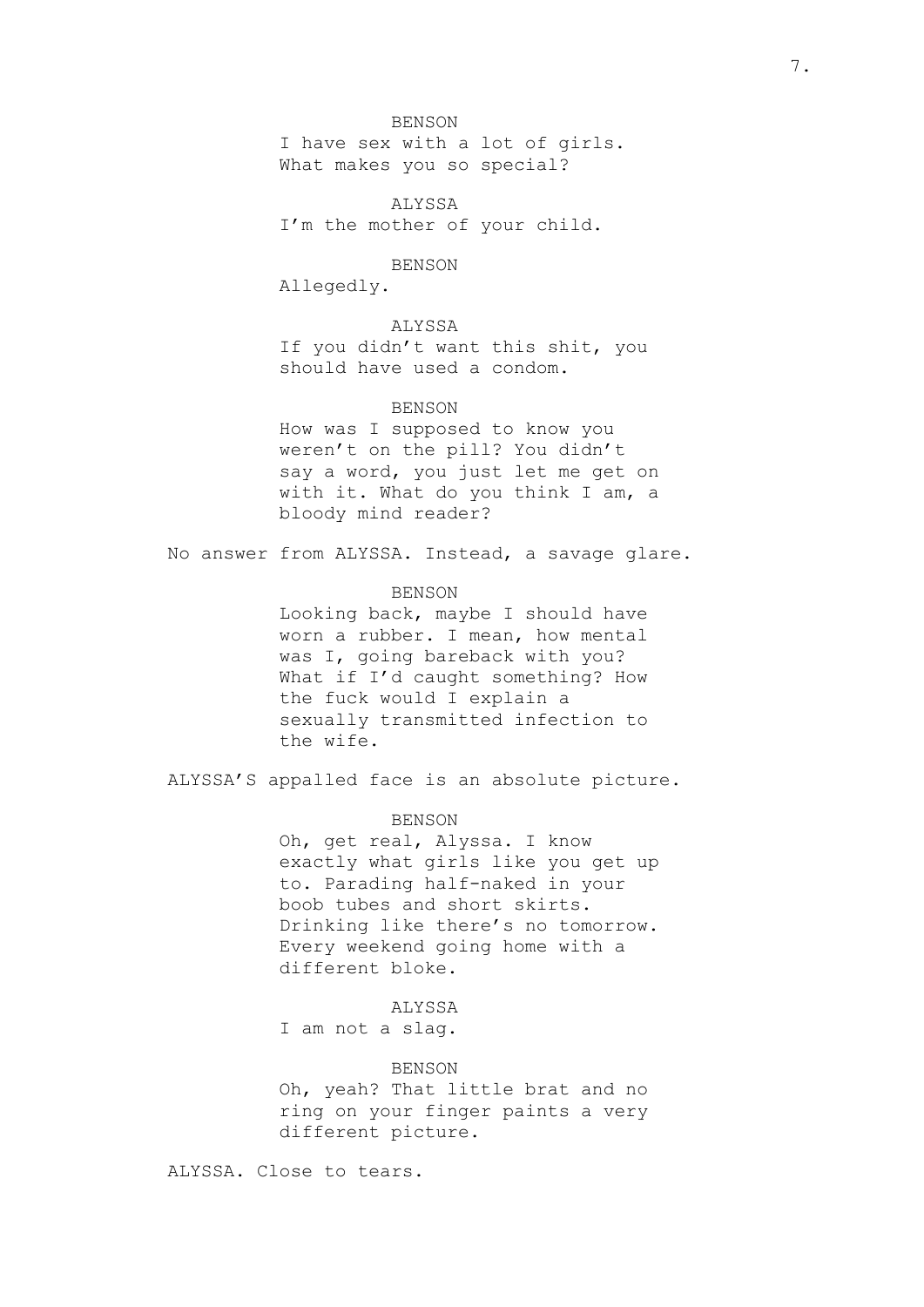BENSON

I have sex with a lot of girls. What makes you so special?

ALYSSA

I'm the mother of your child.

BENSON

Allegedly.

ALYSSA

If you didn't want this shit, you should have used a condom.

BENSON

How was I supposed to know you weren't on the pill? You didn't say a word, you just let me get on with it. What do you think I am, a bloody mind reader?

No answer from ALYSSA. Instead, a savage glare.

BENSON

Looking back, maybe I should have worn a rubber. I mean, how mental was I, going bareback with you? What if I'd caught something? How the fuck would I explain a sexually transmitted infection to the wife.

ALYSSA'S appalled face is an absolute picture.

BENSON

Oh, get real, Alyssa. I know exactly what girls like you get up to. Parading half-naked in your boob tubes and short skirts. Drinking like there's no tomorrow. Every weekend going home with a different bloke.

ALYSSA

I am not a slag.

BENSON

Oh, yeah? That little brat and no ring on your finger paints a very different picture.

ALYSSA. Close to tears.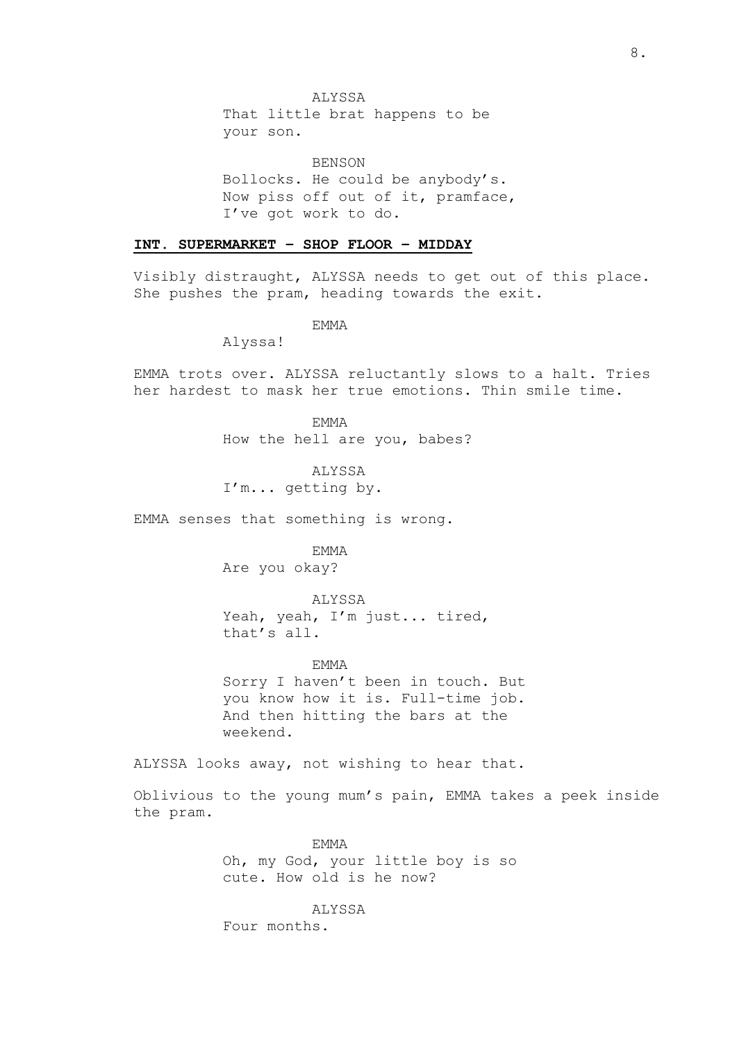ALYSSA

That little brat happens to be your son.

BENSON

Bollocks. He could be anybody's. Now piss off out of it, pramface, I've got work to do.

**INT. SUPERMARKET – SHOP FLOOR – MIDDAY**

Visibly distraught, ALYSSA needs to get out of this place. She pushes the pram, heading towards the exit.

EMMA

Alyssa!

EMMA trots over. ALYSSA reluctantly slows to a halt. Tries her hardest to mask her true emotions. Thin smile time.

EMMA

How the hell are you, babes?

ALYSSA

I'm... getting by.

EMMA senses that something is wrong.

EMMA

Are you okay?

ALYSSA

Yeah, yeah, I'm just... tired, that's all.

EMMA

Sorry I haven't been in touch. But you know how it is. Full-time job. And then hitting the bars at the weekend.

ALYSSA looks away, not wishing to hear that.

Oblivious to the young mum's pain, EMMA takes a peek inside the pram.

EMMA

Oh, my God, your little boy is so cute. How old is he now?

ALYSSA

Four months.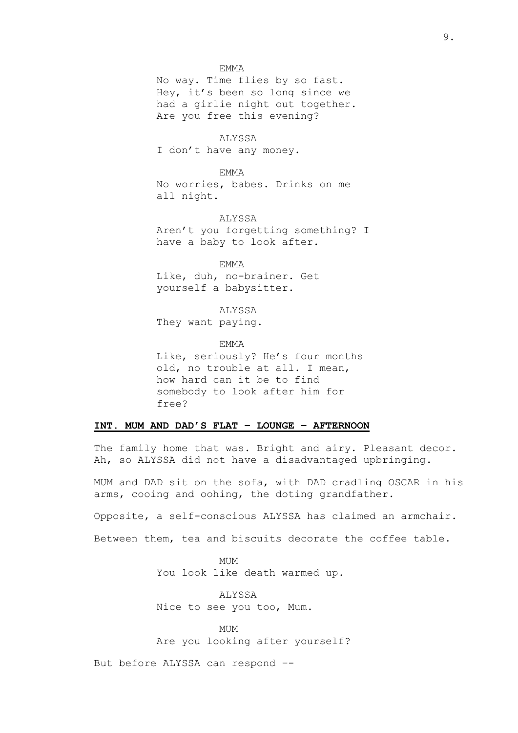EMMA
No way. Time flies by so fast. Hey, it's been so long since we had a girlie night out together. Are you free this evening?

ALYSSA
I don't have any money.

EMMA
No worries, babes. Drinks on me all night.

ALYSSA
Aren't you forgetting something? I have a baby to look after.

EMMA
Like, duh, no-brainer. Get yourself a babysitter.

ALYSSA
They want paying.

EMMA
Like, seriously? He's four months old, no trouble at all. I mean, how hard can it be to find somebody to look after him for free?

**INT. MUM AND DAD'S FLAT – LOUNGE – AFTERNOON**

The family home that was. Bright and airy. Pleasant decor. Ah, so ALYSSA did not have a disadvantaged upbringing.

MUM and DAD sit on the sofa, with DAD cradling OSCAR in his arms, cooing and oohing, the doting grandfather.

Opposite, a self-conscious ALYSSA has claimed an armchair.

Between them, tea and biscuits decorate the coffee table.

MUM
You look like death warmed up.

ALYSSA
Nice to see you too, Mum.

MUM
Are you looking after yourself?

But before ALYSSA can respond --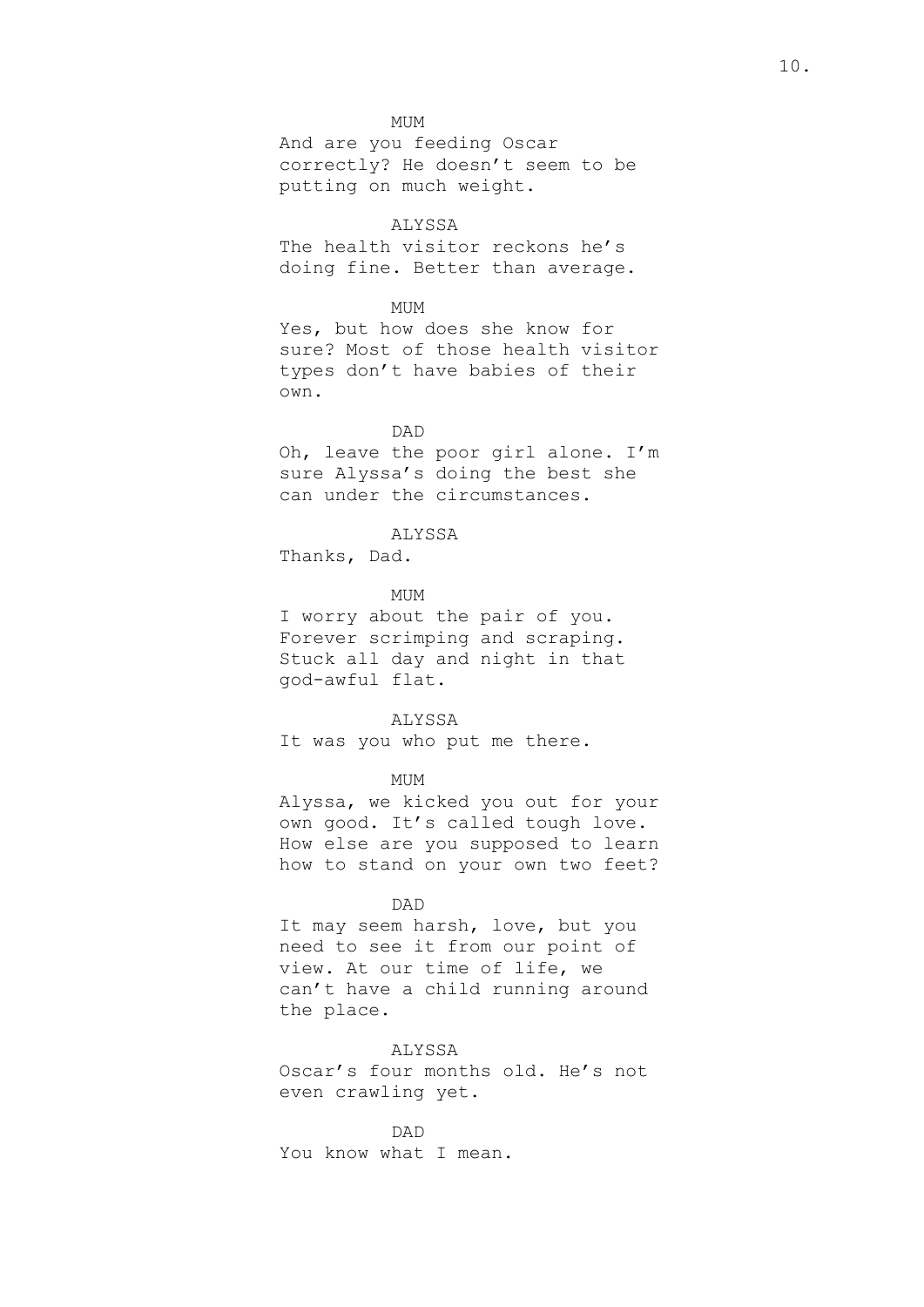MUM

And are you feeding Oscar correctly? He doesn't seem to be putting on much weight.

ALYSSA

The health visitor reckons he's doing fine. Better than average.

MUM

Yes, but how does she know for sure? Most of those health visitor types don't have babies of their own.

DAD

Oh, leave the poor girl alone. I'm sure Alyssa's doing the best she can under the circumstances.

ALYSSA

Thanks, Dad.

MUM

I worry about the pair of you. Forever scrimping and scraping. Stuck all day and night in that god-awful flat.

ALYSSA

It was you who put me there.

MUM

Alyssa, we kicked you out for your own good. It's called tough love. How else are you supposed to learn how to stand on your own two feet?

DAD

It may seem harsh, love, but you need to see it from our point of view. At our time of life, we can't have a child running around the place.

ALYSSA

Oscar's four months old. He's not even crawling yet.

DAD

You know what I mean.